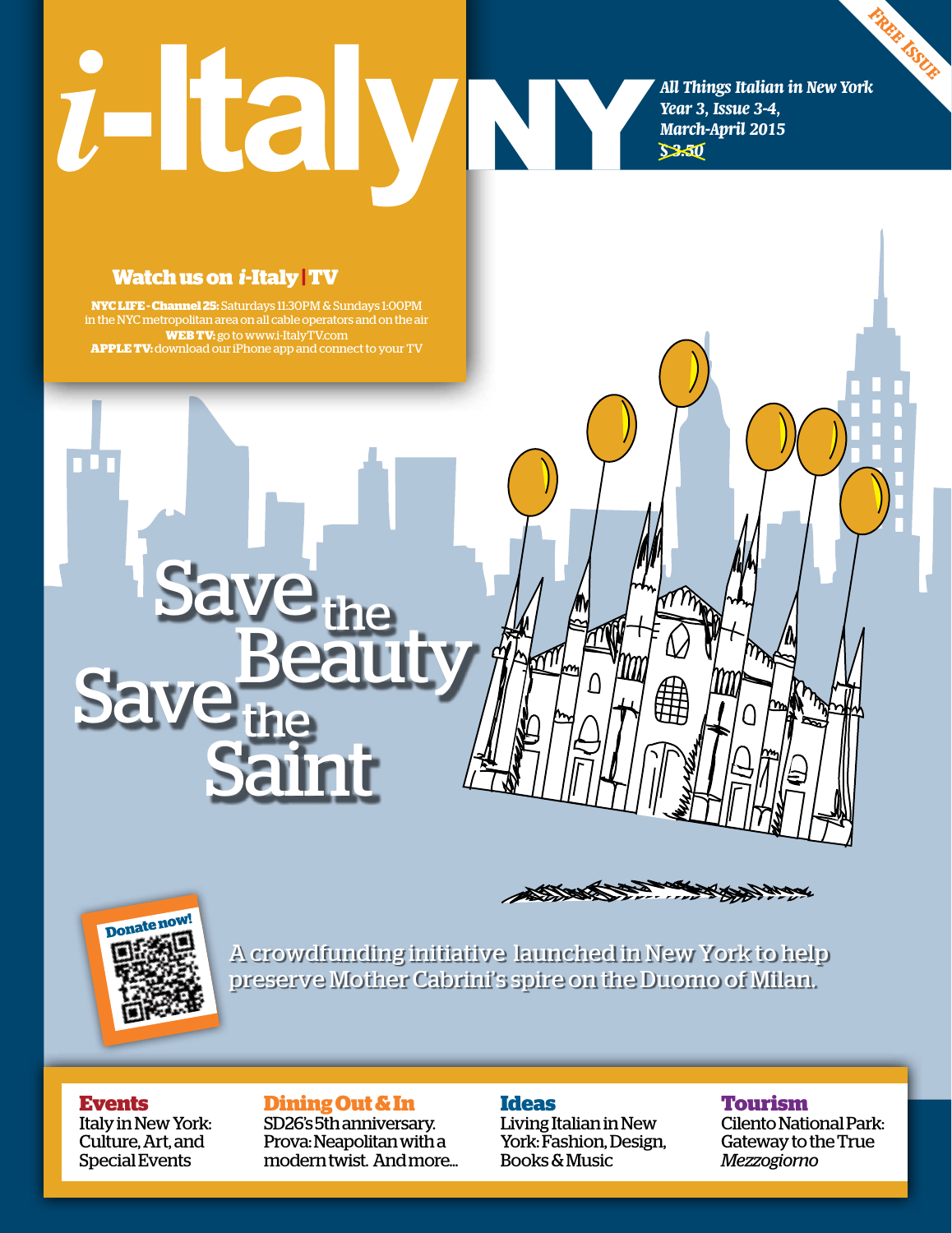# i-Italy NY

*All Things Italian in New York*
*Year 3, Issue 3-4,*
*March-April 2015*
~~$ 3.50~~

FREE ISSUE

## Watch us on *i*-Italy | TV

**NYC LIFE - Channel 25:** Saturdays 11:30PM & Sundays 1:00PM in the NYC metropolitan area on all cable operators and on the air
**WEB TV:** go to www.i-ItalyTV.com
**APPLE TV:** download our iPhone app and connect to your TV

# Save the Beauty Save the Saint

Donate now!

A crowdfunding initiative launched in New York to help preserve Mother Cabrini's spire on the Duomo of Milan.

**Events**
Italy in New York: Culture, Art, and Special Events

**Dining Out & In**
SD26's 5th anniversary. Prova: Neapolitan with a modern twist. And more...

**Ideas**
Living Italian in New York: Fashion, Design, Books & Music

**Tourism**
Cilento National Park: Gateway to the True *Mezzogiorno*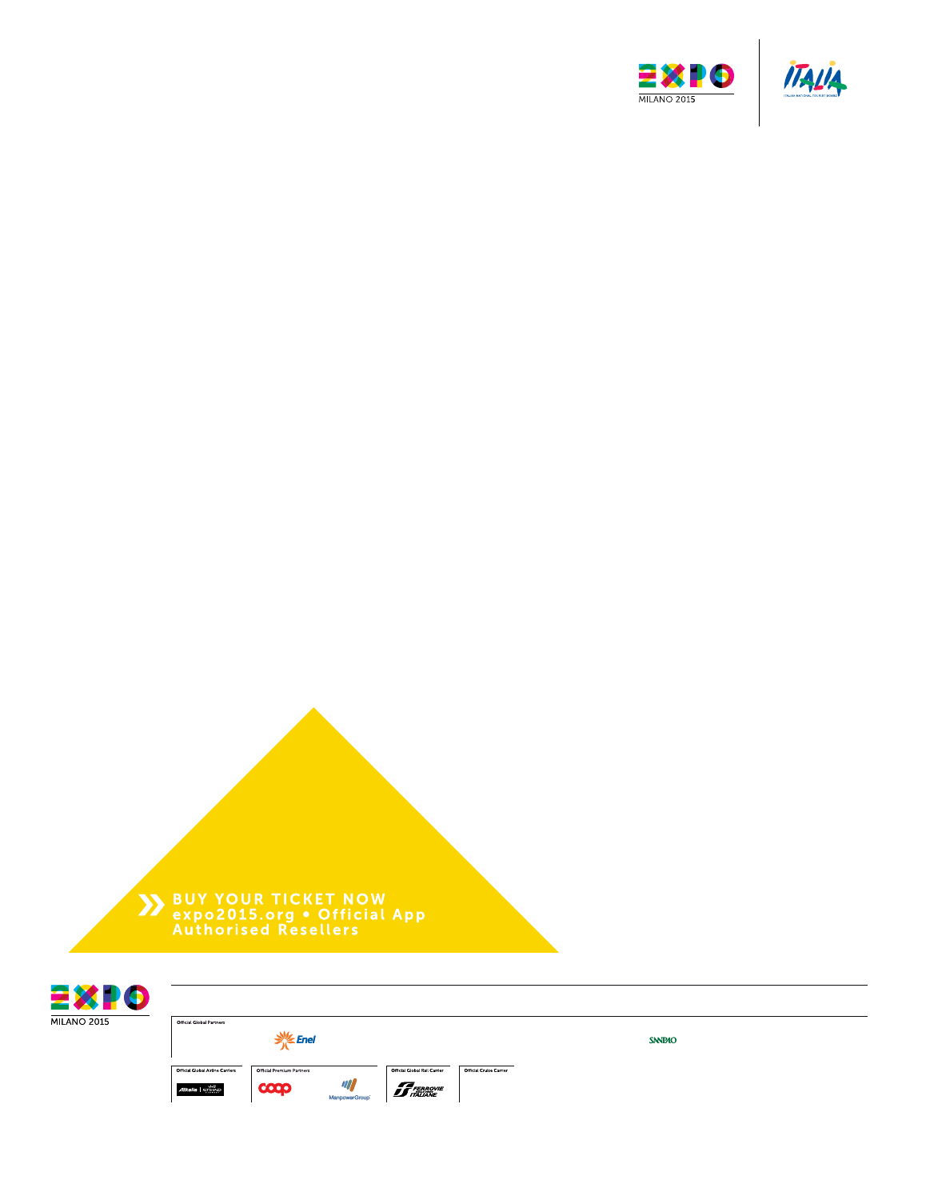BUY YOUR TICKET NOW
expo2015.org • Official App
Authorised Resellers

MILANO 2015

Official Global Partners

Enel

SANPAOLO

Official Global Airline Carriers

Alitalia | ETIHAD

Official Premium Partners

coop

ManpowerGroup

Official Global Rail Carrier

FERROVIE DELLO STATO ITALIANE

Official Cruise Carrier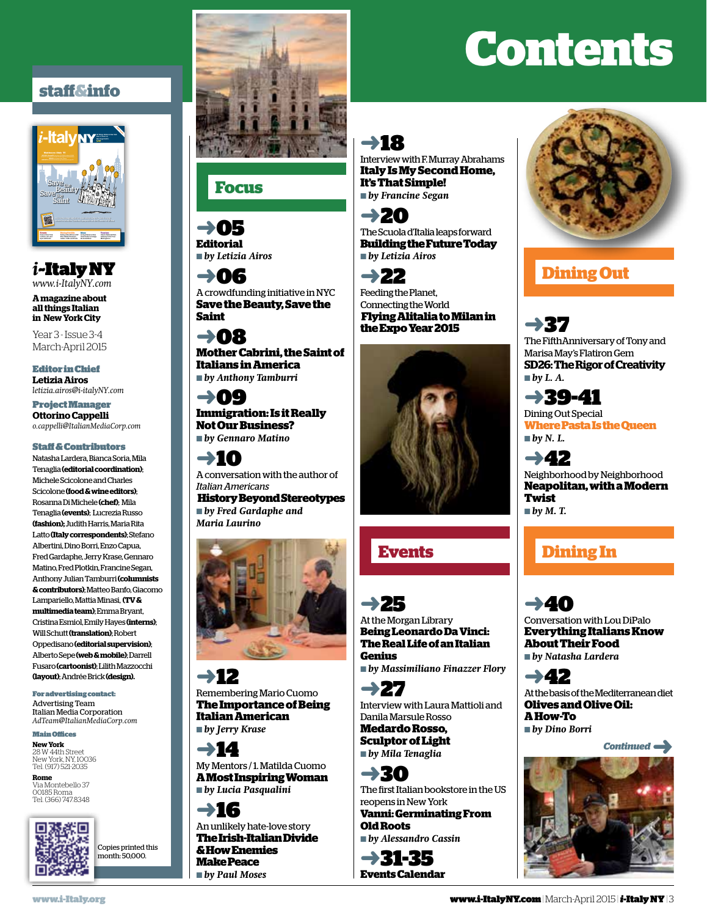# Contents

## staff&info

**i-Italy NY**
*www.i-ItalyNY.com*

**A magazine about all things Italian in New York City**

Year 3 - Issue 3-4
March-April 2015

**Editor in Chief**
**Letizia Airos**
*letizia.airos@i-italyNY.com*

**Project Manager**
**Ottorino Cappelli**
*o.cappelli@ItalianMediaCorp.com*

**Staff & Contributors**
Natasha Lardera, Bianca Soria, Mila Tenaglia **(editorial coordination)**; Michele Scicolone and Charles Scicolone **(food & wine editors)**; Rosanna Di Michele **(chef)**; Mila Tenaglia **(events)**; Lucrezia Russo **(fashion)**; Judith Harris, Maria Rita Latto **(Italy correspondents)**; Stefano Albertini, Dino Borri, Enzo Capua, Fred Gardaphe, Jerry Krase, Gennaro Matino, Fred Plotkin, Francine Segan, Anthony Julian Tamburri **(columnists & contributors)**; Matteo Banfo, Giacomo Lampariello, Mattia Minasi, **(TV & multimedia team)**; Emma Bryant, Cristina Esmiol, Emily Hayes **(interns)**; Will Schutt **(translation)**; Robert Oppedisano **(editorial supervision)**; Alberto Sepe **(web & mobile)**; Darrell Fusaro **(cartoonist)**; Lilith Mazzocchi **(layout)**; Andrée Brick **(design)**.

**For advertising contact:**
Advertising Team
Italian Media Corporation
*AdTeam@ItalianMediaCorp.com*

**Main Offices**

**New York**
28 W 44th Street
New York, NY, 10036
Tel. (917) 521-2035

**Rome**
Via Montebello 37
00185 Roma
Tel. (366) 747 8348

Copies printed this month: 50,000.

## Focus

**→05**
**Editorial**
■ *by Letizia Airos*

**→06**
A crowdfunding initiative in NYC
**Save the Beauty, Save the Saint**

**→08**
**Mother Cabrini, the Saint of Italians in America**
■ *by Anthony Tamburri*

**→09**
**Immigration: Is it Really Not Our Business?**
■ *by Gennaro Matino*

**→10**
A conversation with the author of *Italian Americans*
**History Beyond Stereotypes**
■ *by Fred Gardaphe and Maria Laurino*

**→12**
Remembering Mario Cuomo
**The Importance of Being Italian American**
■ *by Jerry Krase*

**→14**
My Mentors / 1. Matilda Cuomo
**A Most Inspiring Woman**
■ *by Lucia Pasqualini*

**→16**
An unlikely hate-love story
**The Irish-Italian Divide & How Enemies Make Peace**
■ *by Paul Moses*

**→18**
Interview with F. Murray Abrahams
**Italy Is My Second Home, It's That Simple!**
■ *by Francine Segan*

**→20**
The Scuola d'Italia leaps forward
**Building the Future Today**
■ *by Letizia Airos*

**→22**
Feeding the Planet, Connecting the World
**Flying Alitalia to Milan in the Expo Year 2015**

## Events

**→25**
At the Morgan Library
**Being Leonardo Da Vinci: The Real Life of an Italian Genius**
■ *by Massimiliano Finazzer Flory*

**→27**
Interview with Laura Mattioli and Danila Marsule Rosso
**Medardo Rosso, Sculptor of Light**
■ *by Mila Tenaglia*

**→30**
The first Italian bookstore in the US reopens in New York
**Vanni: Germinating From Old Roots**
■ *by Alessandro Cassin*

**→31-35**
**Events Calendar**

## Dining Out

**→37**
The Fifth Anniversary of Tony and Marisa May's Flatiron Gem
**SD26: The Rigor of Creativity**
■ *by L. A.*

**→39-41**
Dining Out Special
**Where Pasta Is the Queen**
■ *by N. L.*

**→42**
Neighborhood by Neighborhood
**Neapolitan, with a Modern Twist**
■ *by M. T.*

## Dining In

**→40**
Conversation with Lou DiPalo
**Everything Italians Know About Their Food**
■ *by Natasha Lardera*

**→42**
At the basis of the Mediterranean diet
**Olives and Olive Oil: A How-To**
■ *by Dino Borri*

*Continued →*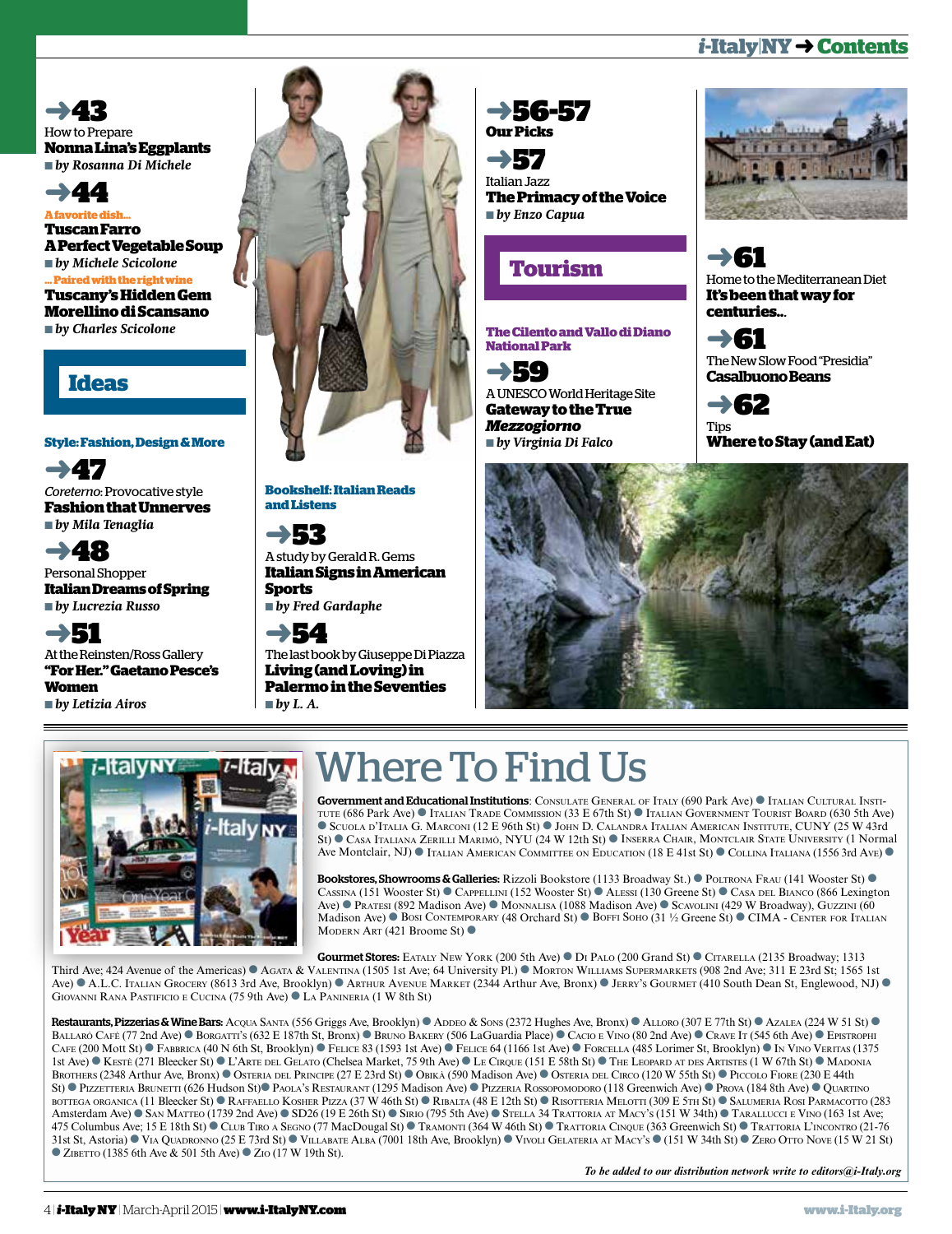## Contents

**→43**
How to Prepare
**Nonna Lina's Eggplants**
*by Rosanna Di Michele*

**→44**
A favorite dish...
**Tuscan Farro**
**A Perfect Vegetable Soup**
*by Michele Scicolone*
...Paired with the right wine
**Tuscany's Hidden Gem**
**Morellino di Scansano**
*by Charles Scicolone*

## Ideas

### Style: Fashion, Design & More

**→47**
*Coreterno*: Provocative style
**Fashion that Unnerves**
*by Mila Tenaglia*

**→48**
Personal Shopper
**Italian Dreams of Spring**
*by Lucrezia Russo*

**→51**
At the Reinsten/Ross Gallery
**"For Her." Gaetano Pesce's Women**
*by Letizia Airos*

### Bookshelf: Italian Reads and Listens

**→53**
A study by Gerald R. Gems
**Italian Signs in American Sports**
*by Fred Gardaphe*

**→54**
The last book by Giuseppe Di Piazza
**Living (and Loving) in Palermo in the Seventies**
*by L. A.*

**→56-57**
**Our Picks**

**→57**
Italian Jazz
**The Primacy of the Voice**
*by Enzo Capua*

## Tourism

### The Cilento and Vallo di Diano National Park

**→59**
A UNESCO World Heritage Site
**Gateway to the True *Mezzogiorno***
*by Virginia Di Falco*

**→61**
Home to the Mediterranean Diet
**It's been that way for centuries...**

**→61**
The New Slow Food "Presidia"
**Casalbuono Beans**

**→62**
Tips
**Where to Stay (and Eat)**

# Where To Find Us

**Government and Educational Institutions**: Consulate General of Italy (690 Park Ave) ● Italian Cultural Institute (686 Park Ave) ● Italian Trade Commission (33 E 67th St) ● Italian Government Tourist Board (630 5th Ave) ● Scuola d'Italia G. Marconi (12 E 96th St) ● John D. Calandra Italian American Institute, CUNY (25 W 43rd St) ● Casa Italiana Zerilli Marimò, NYU (24 W 12th St) ● Inserra Chair, Montclair State University (1 Normal Ave Montclair, NJ) ● Italian American Committee on Education (18 E 41st St) ● Collina Italiana (1556 3rd Ave) ●

**Bookstores, Showrooms & Galleries:** Rizzoli Bookstore (1133 Broadway St.) ● Poltrona Frau (141 Wooster St) ● Cassina (151 Wooster St) ● Cappellini (152 Wooster St) ● Alessi (130 Greene St) ● Casa del Bianco (866 Lexington Ave) ● Pratesi (892 Madison Ave) ● Monnalisa (1088 Madison Ave) ● Scavolini (429 W Broadway), Guzzini (60 Madison Ave) ● Bosi Contemporary (48 Orchard St) ● Boffi Soho (31 ½ Greene St) ● CIMA - Center for Italian Modern Art (421 Broome St) ●

**Gourmet Stores:** Eataly New York (200 5th Ave) ● Di Palo (200 Grand St) ● Citarella (2135 Broadway; 1313 Third Ave; 424 Avenue of the Americas) ● Agata & Valentina (1505 1st Ave; 64 University Pl.) ● Morton Williams Supermarkets (908 2nd Ave; 311 E 23rd St; 1565 1st Ave) ● A.L.C. Italian Grocery (8613 3rd Ave, Brooklyn) ● Arthur Avenue Market (2344 Arthur Ave, Bronx) ● Jerry's Gourmet (410 South Dean St, Englewood, NJ) ● Giovanni Rana Pastificio e Cucina (75 9th Ave) ● La Panineria (1 W 8th St)

**Restaurants, Pizzerias & Wine Bars:** Acqua Santa (556 Griggs Ave, Brooklyn) ● Addeo & Sons (2372 Hughes Ave, Bronx) ● Alloro (307 E 77th St) ● Azalea (224 W 51 St) ● Ballarò Caffè (77 2nd Ave) ● Borgatti's (632 E 187th St, Bronx) ● Bruno Bakery (506 LaGuardia Place) ● Cacio e Vino (80 2nd Ave) ● Crave It (545 6th Ave) ● Epistrophi Cafe (200 Mott St) ● Fabbrica (40 N 6th St, Brooklyn) ● Felice 83 (1593 1st Ave) ● Felice 64 (1166 1st Ave) ● Forcella (485 Lorimer St, Brooklyn) ● In Vino Veritas (1375 1st Ave) ● Kestè (271 Bleecker St) ● L'Arte del Gelato (Chelsea Market, 75 9th Ave) ● Le Cirque (151 E 58th St) ● The Leopard at des Artistes (1 W 67th St) ● Madonia Brothers (2348 Arthur Ave, Bronx) ● Osteria del Principe (27 E 23rd St) ● Obikà (590 Madison Ave) ● Osteria del Circo (120 W 55th St) ● Piccolo Fiore (230 E 44th St) ● Pizzetteria Brunetti (626 Hudson St)● Paola's Restaurant (1295 Madison Ave) ● Pizzeria Rossopomodoro (118 Greenwich Ave) ● Prova (184 8th Ave) ● Quartino bottega organica (11 Bleecker St) ● Raffaello Kosher Pizza (37 W 46th St) ● Ribalta (48 E 12th St) ● Risotteria Melotti (309 E 5th St) ● Salumeria Rosi Parmacotto (283 Amsterdam Ave) ● San Matteo (1739 2nd Ave) ● SD26 (19 E 26th St) ● Sirio (795 5th Ave) ● Stella 34 Trattoria at Macy's (151 W 34th) ● Taralucci e Vino (163 1st Ave; 475 Columbus Ave; 15 E 18th St) ● Club Tiro a Segno (77 MacDougal St) ● Tramonti (364 W 46th St) ● Trattoria Cinque (363 Greenwich St) ● Trattoria L'incontro (21-76 31st St, Astoria) ● Via Quadronno (25 E 73rd St) ● Villabate Alba (7001 18th Ave, Brooklyn) ● Vivoli Gelateria at Macy's ● (151 W 34th St) ● Zero Otto Nove (15 W 21 St) ● Zibetto (1385 6th Ave & 501 5th Ave) ● Zio (17 W 19th St).

*To be added to our distribution network write to editors@i-Italy.org*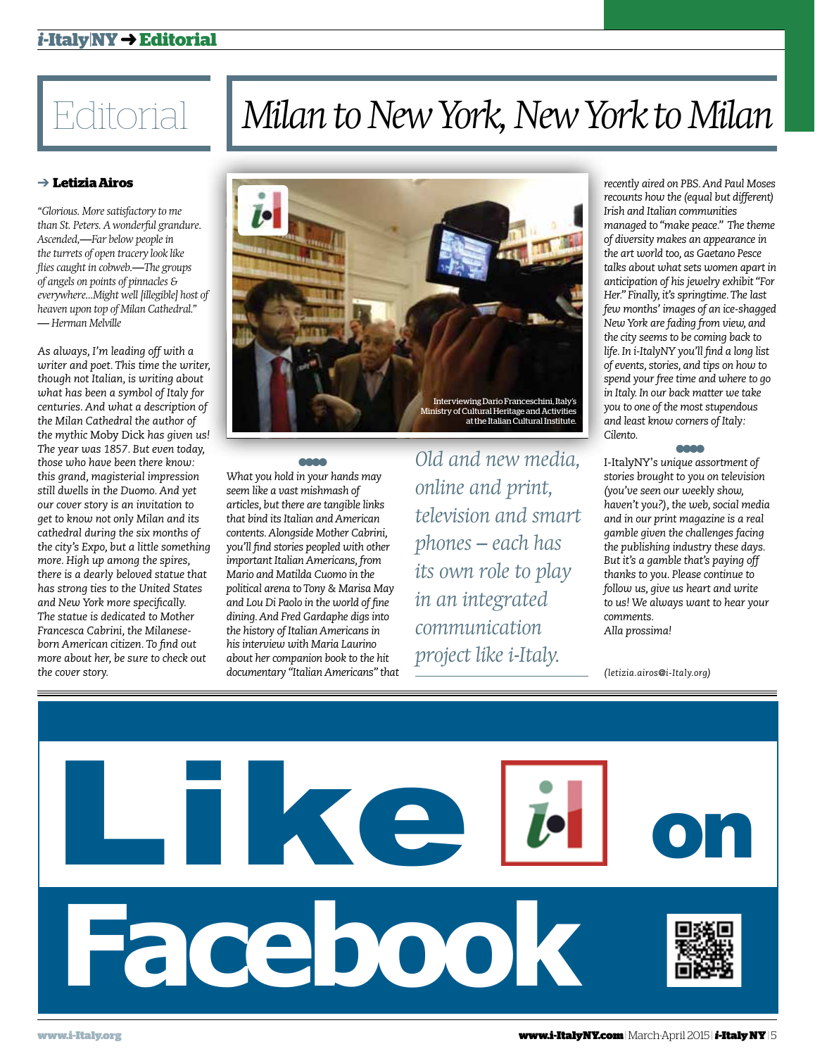# Editorial

## *Milan to New York, New York to Milan*

**Letizia Airos**

*"Glorious. More satisfactory to me than St. Peters. A wonderful grandure. Ascended,—Far below people in the turrets of open tracery look like flies caught in cobweb.—The groups of angels on points of pinnacles & everywhere...Might well [illegible] host of heaven upon top of Milan Cathedral."*
*— Herman Melville*

*As always, I'm leading off with a writer and poet. This time the writer, though not Italian, is writing about what has been a symbol of Italy for centuries. And what a description of the Milan Cathedral the author of the mythic Moby Dick has given us! The year was 1857. But even today, those who have been there know: this grand, magisterial impression still dwells in the Duomo. And yet our cover story is an invitation to get to know not only Milan and its cathedral during the six months of the city's Expo, but a little something more. High up among the spires, there is a dearly beloved statue that has strong ties to the United States and New York more specifically. The statue is dedicated to Mother Francesca Cabrini, the Milanese-born American citizen. To find out more about her, be sure to check out the cover story.*

Interviewing Dario Franceschini, Italy's Ministry of Cultural Heritage and Activities at the Italian Cultural Institute.

*What you hold in your hands may seem like a vast mishmash of articles, but there are tangible links that bind its Italian and American contents. Alongside Mother Cabrini, you'll find stories peopled with other important Italian Americans, from Mario and Matilda Cuomo in the political arena to Tony & Marisa May and Lou Di Paolo in the world of fine dining. And Fred Gardaphe digs into the history of Italian Americans in his interview with Maria Laurino about her companion book to the hit documentary "Italian Americans" that recently aired on PBS. And Paul Moses recounts how the (equal but different) Irish and Italian communities managed to "make peace." The theme of diversity makes an appearance in the art world too, as Gaetano Pesce talks about what sets women apart in anticipation of his jewelry exhibit "For Her." Finally, it's springtime. The last few months' images of an ice-shagged New York are fading from view, and the city seems to be coming back to life. In i-ItalyNY you'll find a long list of events, stories, and tips on how to spend your free time and where to go in Italy. In our back matter we take you to one of the most stupendous and least know corners of Italy: Cilento.*

> *Old and new media, online and print, television and smart phones – each has its own role to play in an integrated communication project like i-Italy.*

I-ItalyNY's *unique assortment of stories brought to you on television (you've seen our weekly show, haven't you?), the web, social media and in our print magazine is a real gamble given the challenges facing the publishing industry these days. But it's a gamble that's paying off thanks to you. Please continue to follow us, give us heart and write to us! We always want to hear your comments.*
*Alla prossima!*

*(letizia.airos@i-Italy.org)*

**Like i-Italy on Facebook**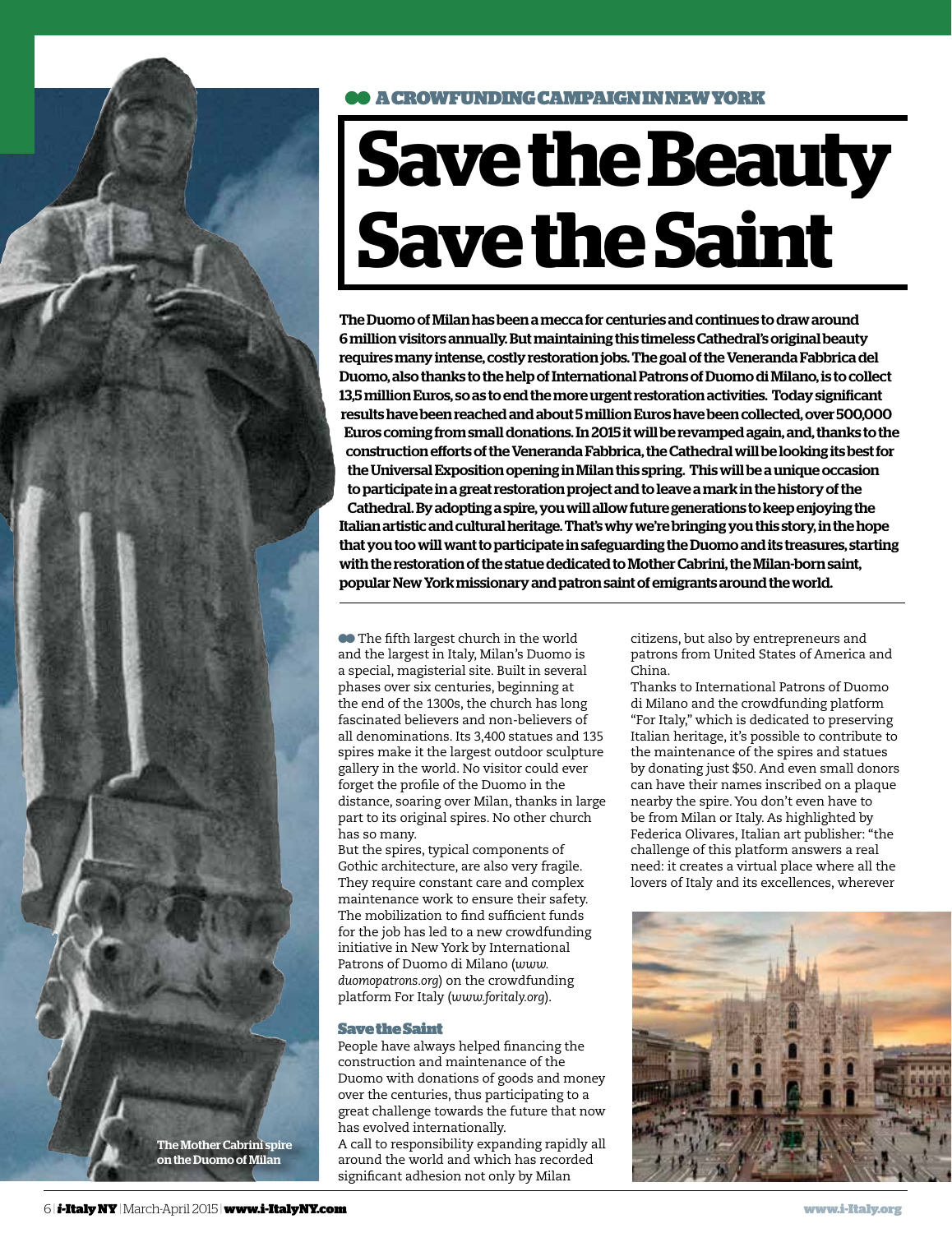A CROWDFUNDING CAMPAIGN IN NEW YORK

# Save the Beauty Save the Saint

**The Duomo of Milan has been a mecca for centuries and continues to draw around 6 million visitors annually. But maintaining this timeless Cathedral's original beauty requires many intense, costly restoration jobs. The goal of the Veneranda Fabbrica del Duomo, also thanks to the help of International Patrons of Duomo di Milano, is to collect 13,5 million Euros, so as to end the more urgent restoration activities. Today significant results have been reached and about 5 million Euros have been collected, over 500,000 Euros coming from small donations. In 2015 it will be revamped again, and, thanks to the construction efforts of the Veneranda Fabbrica, the Cathedral will be looking its best for the Universal Exposition opening in Milan this spring. This will be a unique occasion to participate in a great restoration project and to leave a mark in the history of the Cathedral. By adopting a spire, you will allow future generations to keep enjoying the Italian artistic and cultural heritage. That's why we're bringing you this story, in the hope that you too will want to participate in safeguarding the Duomo and its treasures, starting with the restoration of the statue dedicated to Mother Cabrini, the Milan-born saint, popular New York missionary and patron saint of emigrants around the world.**

The fifth largest church in the world and the largest in Italy, Milan's Duomo is a special, magisterial site. Built in several phases over six centuries, beginning at the end of the 1300s, the church has long fascinated believers and non-believers of all denominations. Its 3,400 statues and 135 spires make it the largest outdoor sculpture gallery in the world. No visitor could ever forget the profile of the Duomo in the distance, soaring over Milan, thanks in large part to its original spires. No other church has so many.

But the spires, typical components of Gothic architecture, are also very fragile. They require constant care and complex maintenance work to ensure their safety. The mobilization to find sufficient funds for the job has led to a new crowdfunding initiative in New York by International Patrons of Duomo di Milano (*www.duomopatrons.org*) on the crowdfunding platform For Italy (*www.foritaly.org*).

### Save the Saint

People have always helped financing the construction and maintenance of the Duomo with donations of goods and money over the centuries, thus participating to a great challenge towards the future that now has evolved internationally.

A call to responsibility expanding rapidly all around the world and which has recorded significant adhesion not only by Milan citizens, but also by entrepreneurs and patrons from United States of America and China.

Thanks to International Patrons of Duomo di Milano and the crowdfunding platform "For Italy," which is dedicated to preserving Italian heritage, it's possible to contribute to the maintenance of the spires and statues by donating just $50. And even small donors can have their names inscribed on a plaque nearby the spire. You don't even have to be from Milan or Italy. As highlighted by Federica Olivares, Italian art publisher: "the challenge of this platform answers a real need: it creates a virtual place where all the lovers of Italy and its excellences, wherever

The Mother Cabrini spire on the Duomo of Milan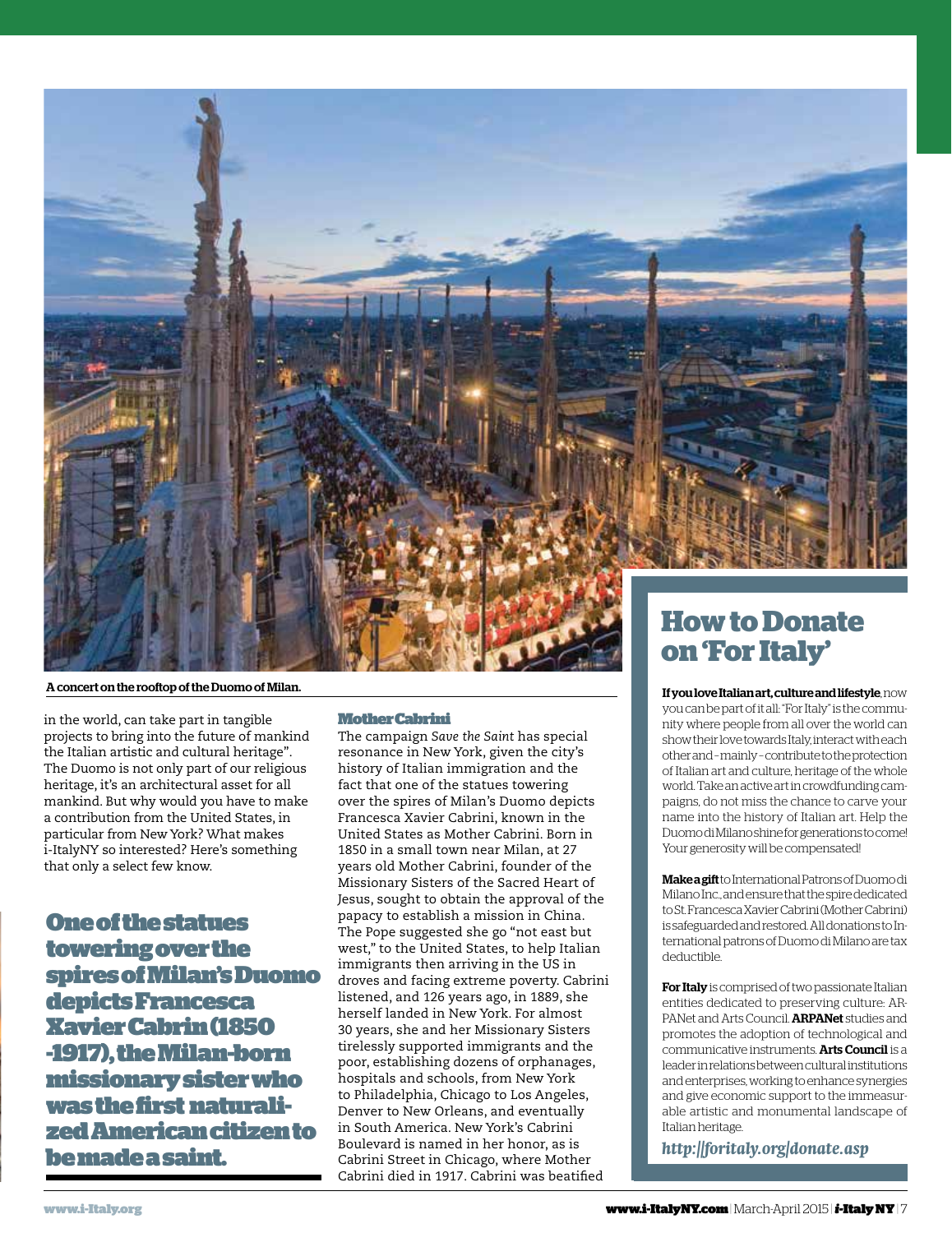A concert on the rooftop of the Duomo of Milan.

in the world, can take part in tangible projects to bring into the future of mankind the Italian artistic and cultural heritage". The Duomo is not only part of our religious heritage, it's an architectural asset for all mankind. But why would you have to make a contribution from the United States, in particular from New York? What makes i-ItalyNY so interested? Here's something that only a select few know.

**One of the statues towering over the spires of Milan's Duomo depicts Francesca Xavier Cabrin (1850 -1917), the Milan-born missionary sister who was the first naturalized American citizen to be made a saint.**

### Mother Cabrini

The campaign *Save the Saint* has special resonance in New York, given the city's history of Italian immigration and the fact that one of the statues towering over the spires of Milan's Duomo depicts Francesca Xavier Cabrini, known in the United States as Mother Cabrini. Born in 1850 in a small town near Milan, at 27 years old Mother Cabrini, founder of the Missionary Sisters of the Sacred Heart of Jesus, sought to obtain the approval of the papacy to establish a mission in China. The Pope suggested she go "not east but west," to the United States, to help Italian immigrants then arriving in the US in droves and facing extreme poverty. Cabrini listened, and 126 years ago, in 1889, she herself landed in New York. For almost 30 years, she and her Missionary Sisters tirelessly supported immigrants and the poor, establishing dozens of orphanages, hospitals and schools, from New York to Philadelphia, Chicago to Los Angeles, Denver to New Orleans, and eventually in South America. New York's Cabrini Boulevard is named in her honor, as is Cabrini Street in Chicago, where Mother Cabrini died in 1917. Cabrini was beatified

## How to Donate on 'For Italy'

**If you love Italian art, culture and lifestyle**, now you can be part of it all: "For Italy" is the community where people from all over the world can show their love towards Italy, interact with each other and – mainly – contribute to the protection of Italian art and culture, heritage of the whole world. Take an active art in crowdfunding campaigns, do not miss the chance to carve your name into the history of Italian art. Help the Duomo di Milano shine for generations to come! Your generosity will be compensated!

**Make a gift** to International Patrons of Duomo di Milano Inc., and ensure that the spire dedicated to St. Francesca Xavier Cabrini (Mother Cabrini) is safeguarded and restored. All donations to International patrons of Duomo di Milano are tax deductible.

**For Italy** is comprised of two passionate Italian entities dedicated to preserving culture: ARPANet and Arts Council. **ARPANet** studies and promotes the adoption of technological and communicative instruments. **Arts Council** is a leader in relations between cultural institutions and enterprises, working to enhance synergies and give economic support to the immeasurable artistic and monumental landscape of Italian heritage.

*http://foritaly.org/donate.asp*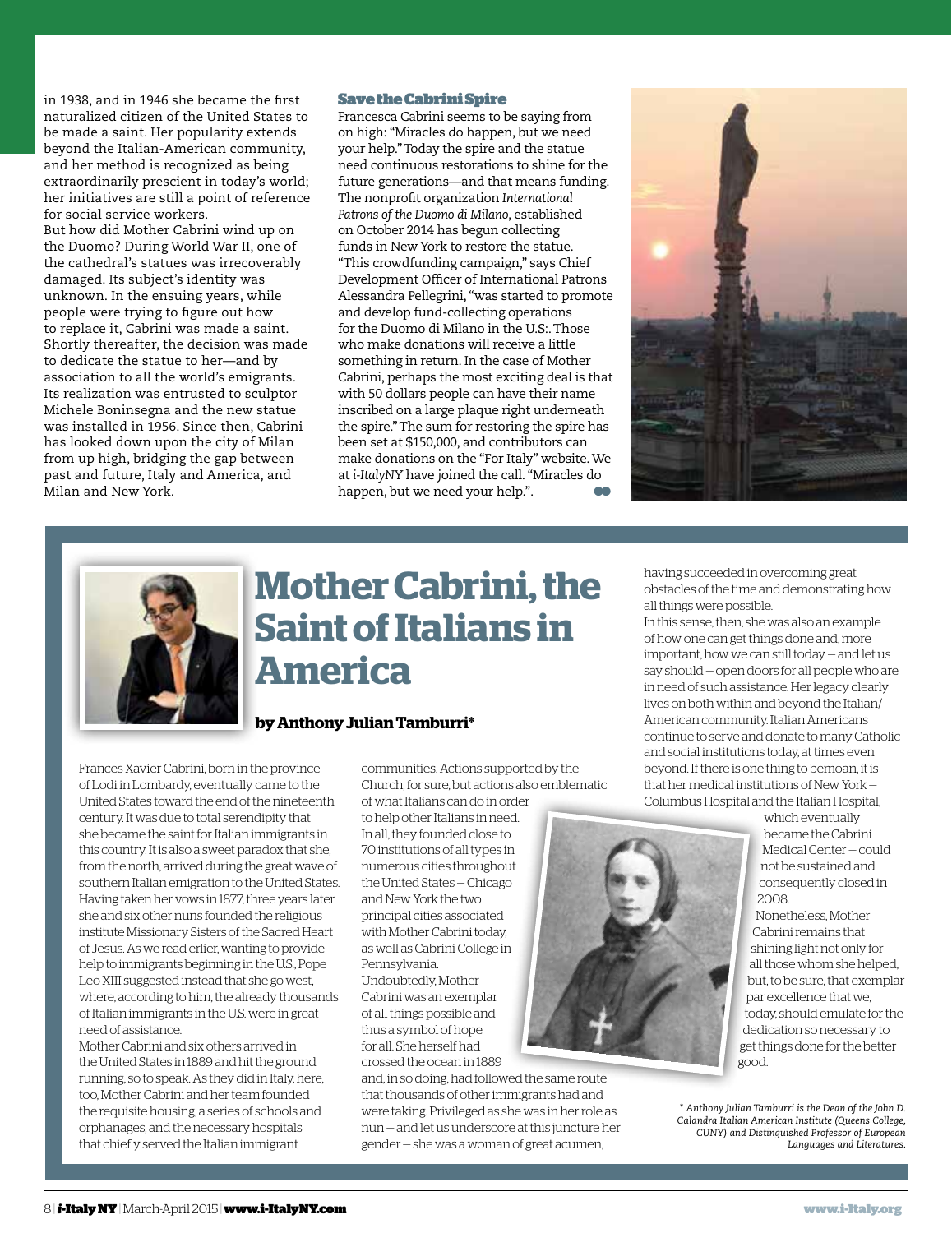in 1938, and in 1946 she became the first naturalized citizen of the United States to be made a saint. Her popularity extends beyond the Italian-American community, and her method is recognized as being extraordinarily prescient in today's world; her initiatives are still a point of reference for social service workers.
But how did Mother Cabrini wind up on the Duomo? During World War II, one of the cathedral's statues was irrecoverably damaged. Its subject's identity was unknown. In the ensuing years, while people were trying to figure out how to replace it, Cabrini was made a saint. Shortly thereafter, the decision was made to dedicate the statue to her—and by association to all the world's emigrants. Its realization was entrusted to sculptor Michele Boninsegna and the new statue was installed in 1956. Since then, Cabrini has looked down upon the city of Milan from up high, bridging the gap between past and future, Italy and America, and Milan and New York.

### Save the Cabrini Spire

Francesca Cabrini seems to be saying from on high: "Miracles do happen, but we need your help." Today the spire and the statue need continuous restorations to shine for the future generations—and that means funding. The nonprofit organization *International Patrons of the Duomo di Milano*, established on October 2014 has begun collecting funds in New York to restore the statue. "This crowdfunding campaign," says Chief Development Officer of International Patrons Alessandra Pellegrini, "was started to promote and develop fund-collecting operations for the Duomo di Milano in the U.S:. Those who make donations will receive a little something in return. In the case of Mother Cabrini, perhaps the most exciting deal is that with 50 dollars people can have their name inscribed on a large plaque right underneath the spire." The sum for restoring the spire has been set at $150,000, and contributors can make donations on the "For Italy" website. We at *i-Italy*NY have joined the call. "Miracles do happen, but we need your help.".

# Mother Cabrini, the Saint of Italians in America

**by Anthony Julian Tamburri***

Frances Xavier Cabrini, born in the province of Lodi in Lombardy, eventually came to the United States toward the end of the nineteenth century. It was due to total serendipity that she became the saint for Italian immigrants in this country. It is also a sweet paradox that she, from the north, arrived during the great wave of southern Italian emigration to the United States. Having taken her vows in 1877, three years later she and six other nuns founded the religious institute Missionary Sisters of the Sacred Heart of Jesus. As we read erlier, wanting to provide help to immigrants beginning in the U.S., Pope Leo XIII suggested instead that she go west, where, according to him, the already thousands of Italian immigrants in the U.S. were in great need of assistance.
Mother Cabrini and six others arrived in the United States in 1889 and hit the ground running, so to speak. As they did in Italy, here, too, Mother Cabrini and her team founded the requisite housing, a series of schools and orphanages, and the necessary hospitals that chiefly served the Italian immigrant communities. Actions supported by the Church, for sure, but actions also emblematic of what Italians can do in order to help other Italians in need. In all, they founded close to 70 institutions of all types in numerous cities throughout the United States – Chicago and New York the two principal cities associated with Mother Cabrini today, as well as Cabrini College in Pennsylvania.
Undoubtedly, Mother Cabrini was an exemplar of all things possible and thus a symbol of hope for all. She herself had crossed the ocean in 1889 and, in so doing, had followed the same route that thousands of other immigrants had and were taking. Privileged as she was in her role as nun – and let us underscore at this juncture her gender – she was a woman of great acumen, having succeeded in overcoming great obstacles of the time and demonstrating how all things were possible.
In this sense, then, she was also an example of how one can get things done and, more important, how we can still today – and let us say should – open doors for all people who are in need of such assistance. Her legacy clearly lives on both within and beyond the Italian/American community. Italian Americans continue to serve and donate to many Catholic and social institutions today, at times even beyond. If there is one thing to bemoan, it is that her medical institutions of New York – Columbus Hospital and the Italian Hospital, which eventually became the Cabrini Medical Center – could not be sustained and consequently closed in 2008.
Nonetheless, Mother Cabrini remains that shining light not only for all those whom she helped, but, to be sure, that exemplar par excellence that we, today, should emulate for the dedication so necessary to get things done for the better good.

*\* Anthony Julian Tamburri is the Dean of the John D. Calandra Italian American Institute (Queens College, CUNY) and Distinguished Professor of European Languages and Literatures.*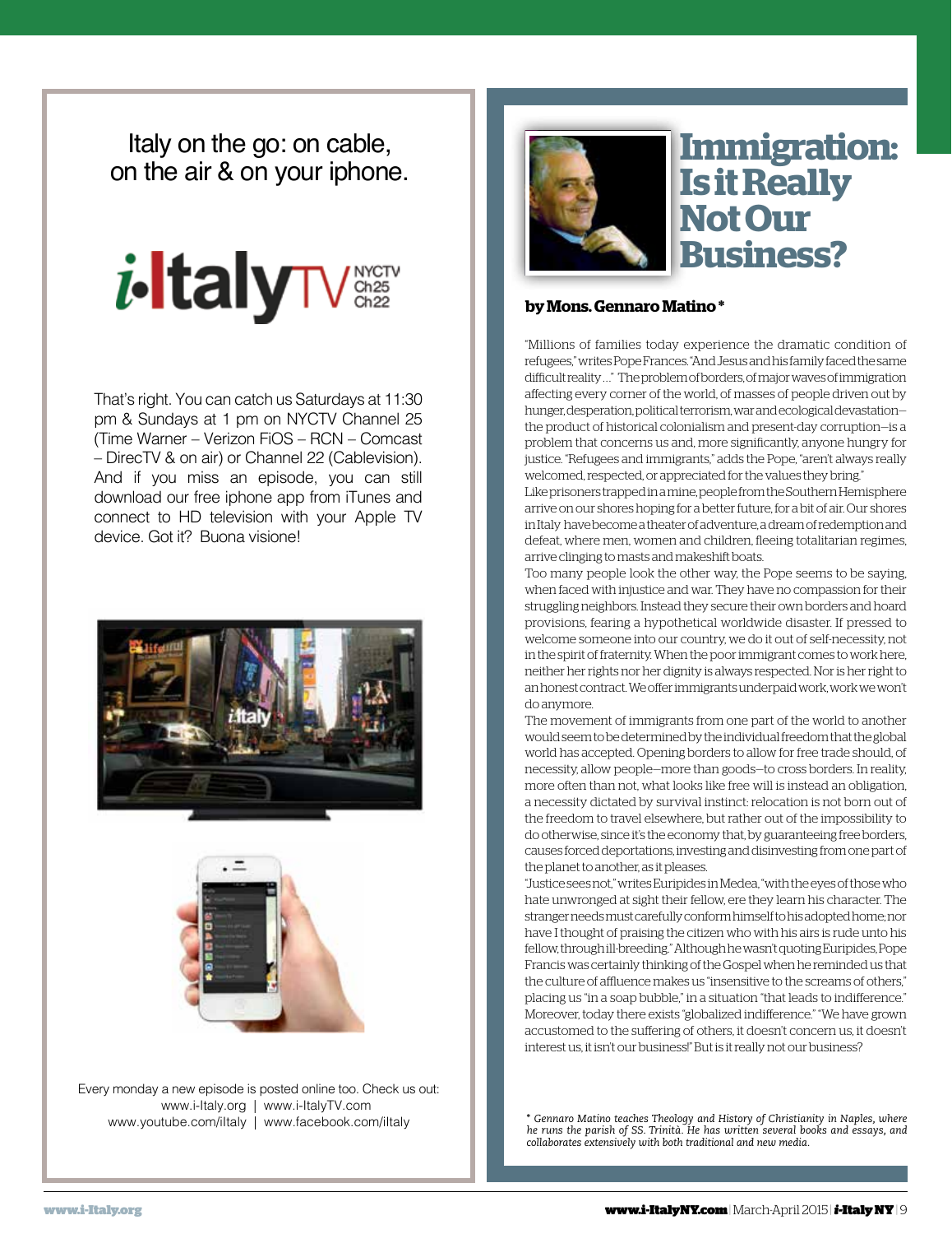Italy on the go: on cable, on the air & on your iphone.

i-Italy TV NYCTV Ch25 Ch22

That's right. You can catch us Saturdays at 11:30 pm & Sundays at 1 pm on NYCTV Channel 25 (Time Warner – Verizon FiOS – RCN – Comcast – DirecTV & on air) or Channel 22 (Cablevision). And if you miss an episode, you can still download our free iphone app from iTunes and connect to HD television with your Apple TV device. Got it? Buona visione!

Every monday a new episode is posted online too. Check us out:
www.i-Italy.org | www.i-ItalyTV.com
www.youtube.com/iItaly | www.facebook.com/iItaly

# Immigration: Is it Really Not Our Business?

**by Mons. Gennaro Matino \***

"Millions of families today experience the dramatic condition of refugees," writes Pope Frances. "And Jesus and his family faced the same difficult reality..." The problem of borders, of major waves of immigration affecting every corner of the world, of masses of people driven out by hunger, desperation, political terrorism, war and ecological devastation—the product of historical colonialism and present-day corruption—is a problem that concerns us and, more significantly, anyone hungry for justice. "Refugees and immigrants," adds the Pope, "aren't always really welcomed, respected, or appreciated for the values they bring."

Like prisoners trapped in a mine, people from the Southern Hemisphere arrive on our shores hoping for a better future, for a bit of air. Our shores in Italy have become a theater of adventure, a dream of redemption and defeat, where men, women and children, fleeing totalitarian regimes, arrive clinging to masts and makeshift boats.

Too many people look the other way, the Pope seems to be saying, when faced with injustice and war. They have no compassion for their struggling neighbors. Instead they secure their own borders and hoard provisions, fearing a hypothetical worldwide disaster. If pressed to welcome someone into our country, we do it out of self-necessity, not in the spirit of fraternity. When the poor immigrant comes to work here, neither her rights nor her dignity is always respected. Nor is her right to an honest contract. We offer immigrants underpaid work, work we won't do anymore.

The movement of immigrants from one part of the world to another would seem to be determined by the individual freedom that the global world has accepted. Opening borders to allow for free trade should, of necessity, allow people—more than goods—to cross borders. In reality, more often than not, what looks like free will is instead an obligation, a necessity dictated by survival instinct: relocation is not born out of the freedom to travel elsewhere, but rather out of the impossibility to do otherwise, since it's the economy that, by guaranteeing free borders, causes forced deportations, investing and disinvesting from one part of the planet to another, as it pleases.

"Justice sees not," writes Euripides in Medea, "with the eyes of those who hate unwronged at sight their fellow, ere they learn his character. The stranger needs must carefully conform himself to his adopted home; nor have I thought of praising the citizen who with his airs is rude unto his fellow, through ill-breeding." Although he wasn't quoting Euripides, Pope Francis was certainly thinking of the Gospel when he reminded us that the culture of affluence makes us "insensitive to the screams of others," placing us "in a soap bubble," in a situation "that leads to indifference." Moreover, today there exists "globalized indifference." "We have grown accustomed to the suffering of others, it doesn't concern us, it doesn't interest us, it isn't our business!" But is it really not our business?

*\* Gennaro Matino teaches Theology and History of Christianity in Naples, where he runs the parish of SS. Trinità. He has written several books and essays, and collaborates extensively with both traditional and new media.*